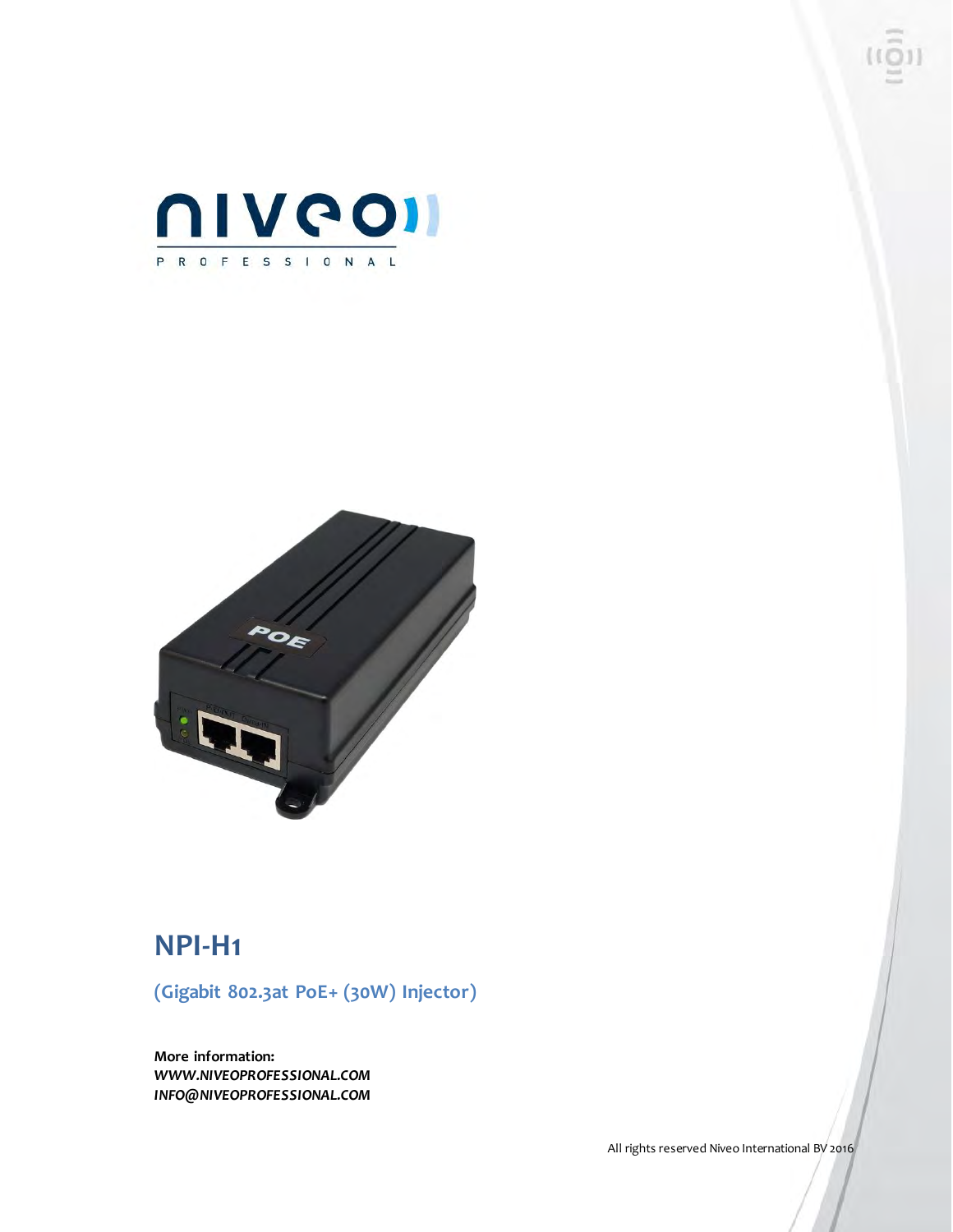# NPI-H1

## (Gigabit 802.3at PoE+ (30W) Injector)

**More information:**
***WWW.NIVEOPROFESSIONAL.COM***
***INFO@NIVEOPROFESSIONAL.COM***

All rights reserved Niveo International BV 2016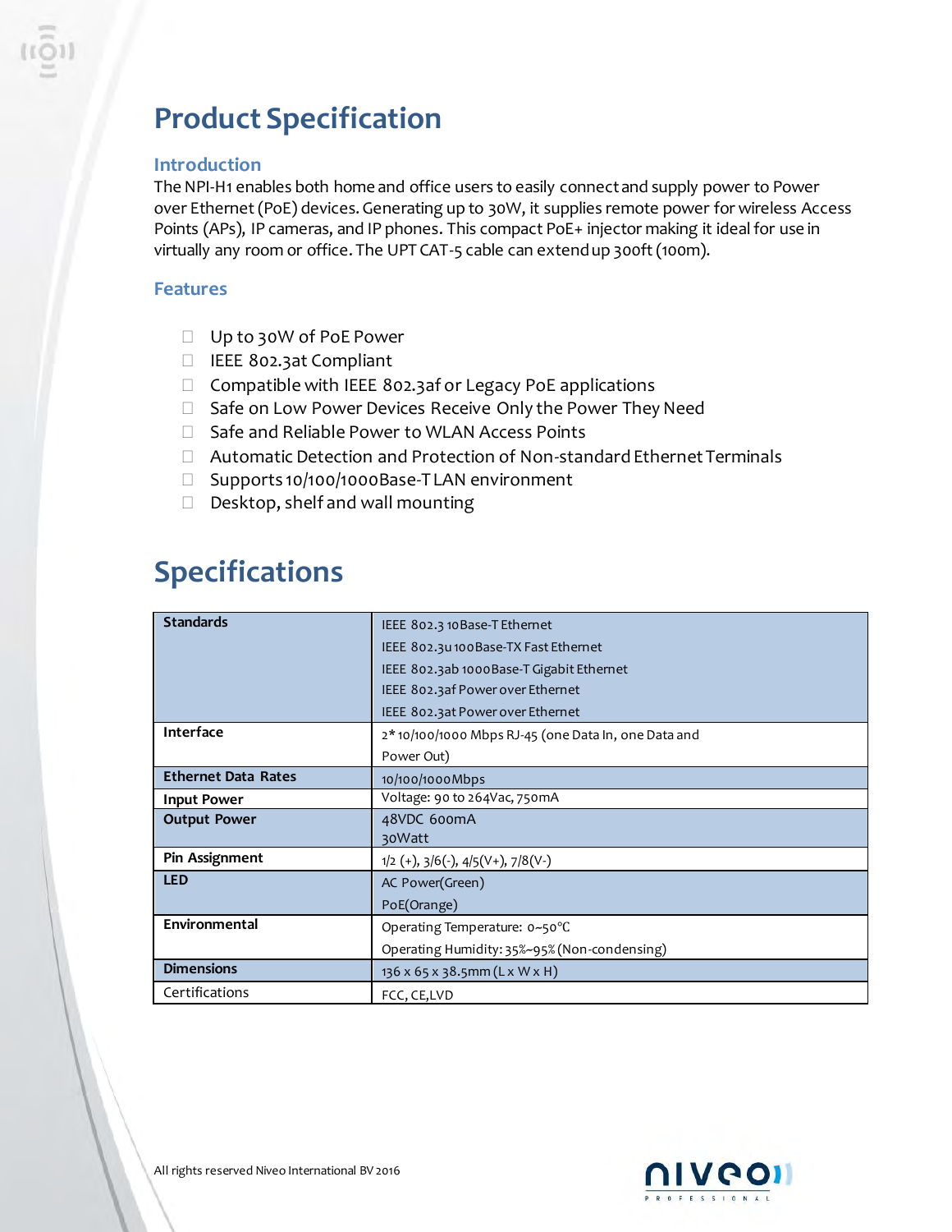# Product Specification

## Introduction

The NPI-H1 enables both home and office users to easily connect and supply power to Power over Ethernet (PoE) devices. Generating up to 30W, it supplies remote power for wireless Access Points (APs), IP cameras, and IP phones. This compact PoE+ injector making it ideal for use in virtually any room or office. The UPT CAT-5 cable can extend up 300ft (100m).

## Features

- Up to 30W of PoE Power
- IEEE 802.3at Compliant
- Compatible with IEEE 802.3af or Legacy PoE applications
- Safe on Low Power Devices Receive Only the Power They Need
- Safe and Reliable Power to WLAN Access Points
- Automatic Detection and Protection of Non-standard Ethernet Terminals
- Supports 10/100/1000Base-T LAN environment
- Desktop, shelf and wall mounting

# Specifications

| | |
|---|---|
| **Standards** | IEEE 802.3 10Base-T Ethernet<br>IEEE 802.3u 100Base-TX Fast Ethernet<br>IEEE 802.3ab 1000Base-T Gigabit Ethernet<br>IEEE 802.3af Power over Ethernet<br>IEEE 802.3at Power over Ethernet |
| **Interface** | 2* 10/100/1000 Mbps RJ-45 (one Data In, one Data and Power Out) |
| **Ethernet Data Rates** | 10/100/1000Mbps |
| **Input Power** | Voltage: 90 to 264Vac, 750mA |
| **Output Power** | 48VDC 600mA<br>30Watt |
| **Pin Assignment** | 1/2 (+), 3/6(-), 4/5(V+), 7/8(V-) |
| **LED** | AC Power(Green)<br>PoE(Orange) |
| **Environmental** | Operating Temperature: 0~50℃<br>Operating Humidity: 35%~95% (Non-condensing) |
| **Dimensions** | 136 x 65 x 38.5mm (L x W x H) |
| Certifications | FCC, CE,LVD |

All rights reserved Niveo International BV 2016